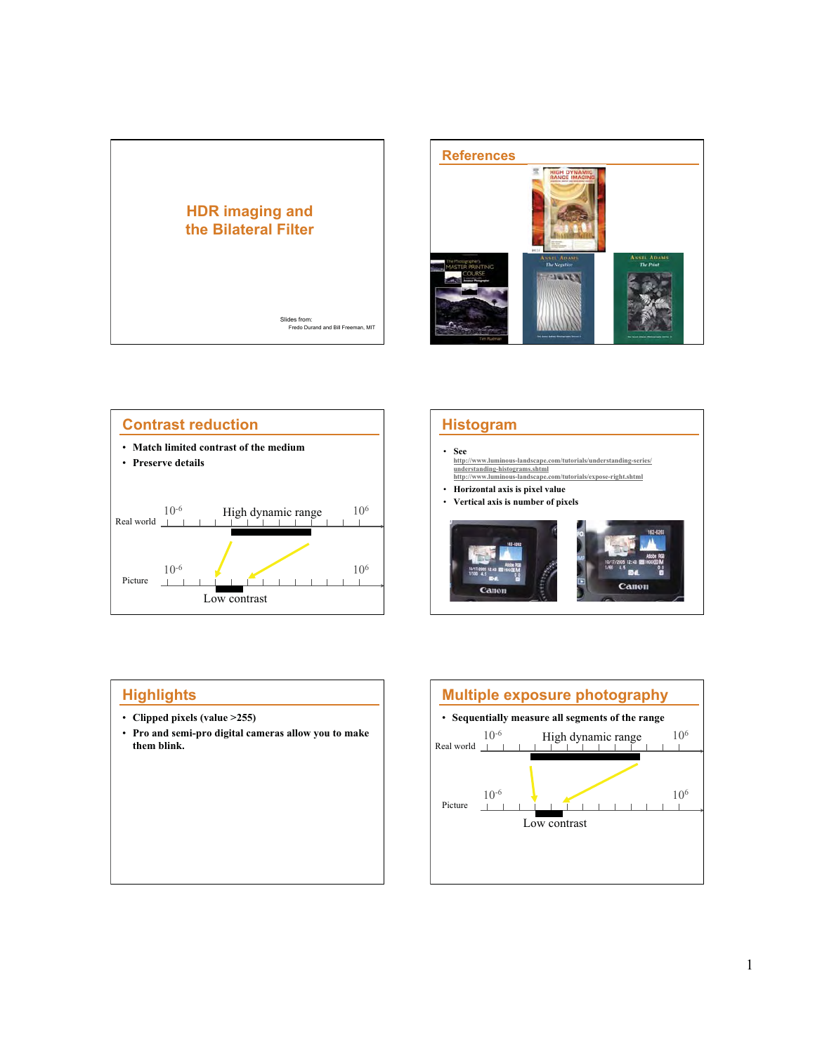# HDR imaging and the Bilateral Filter

Slides from:
Fredo Durand and Bill Freeman, MIT

## References

## Contrast reduction

- Match limited contrast of the medium
- Preserve details

Real world $10^{-6}$ High dynamic range $10^{6}$

Picture $10^{-6}$ $10^{6}$

Low contrast

## Histogram

- See
  http://www.luminous-landscape.com/tutorials/understanding-series/understanding-histograms.shtml
  http://www.luminous-landscape.com/tutorials/expose-right.shtml
- Horizontal axis is pixel value
- Vertical axis is number of pixels

## Highlights

- Clipped pixels (value >255)
- Pro and semi-pro digital cameras allow you to make them blink.

## Multiple exposure photography

- Sequentially measure all segments of the range

Real world $10^{-6}$ High dynamic range $10^{6}$

Picture $10^{-6}$ $10^{6}$

Low contrast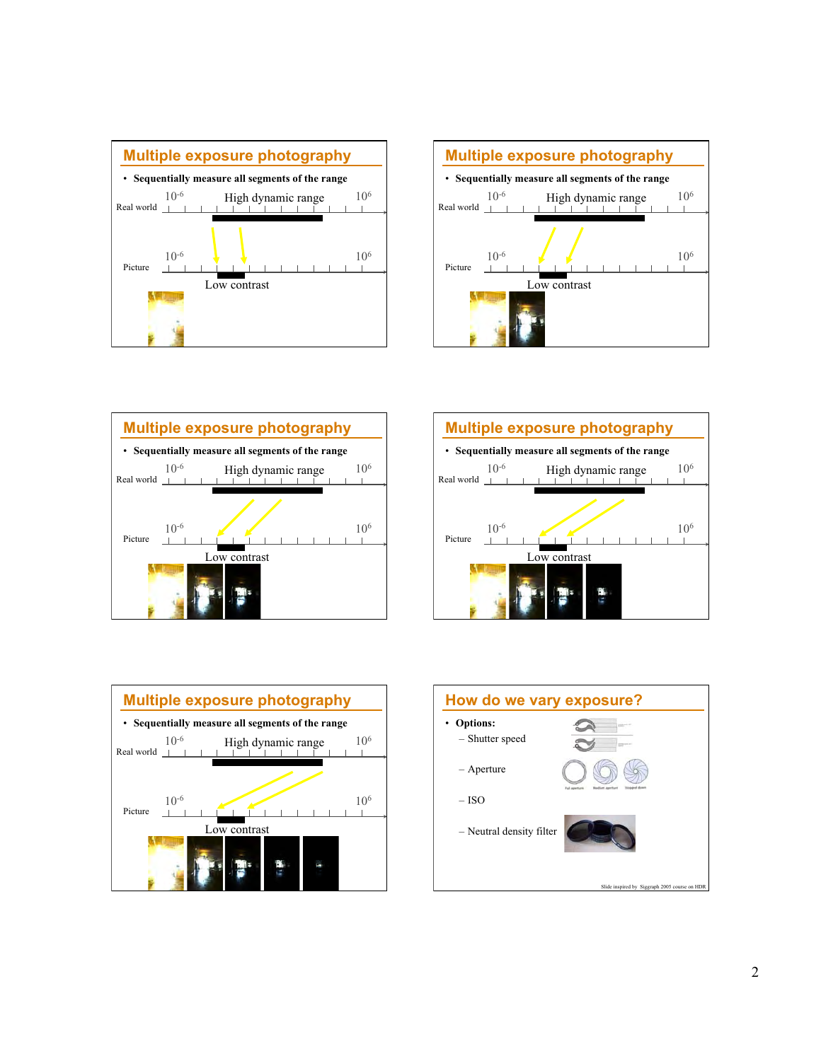## Multiple exposure photography

- Sequentially measure all segments of the range

Real world: $10^{-6}$ High dynamic range $10^{6}$

Picture: $10^{-6}$ $10^{6}$

Low contrast

## Multiple exposure photography

- Sequentially measure all segments of the range

Real world: $10^{-6}$ High dynamic range $10^{6}$

Picture: $10^{-6}$ $10^{6}$

Low contrast

## Multiple exposure photography

- Sequentially measure all segments of the range

Real world: $10^{-6}$ High dynamic range $10^{6}$

Picture: $10^{-6}$ $10^{6}$

Low contrast

## Multiple exposure photography

- Sequentially measure all segments of the range

Real world: $10^{-6}$ High dynamic range $10^{6}$

Picture: $10^{-6}$ $10^{6}$

Low contrast

## Multiple exposure photography

- Sequentially measure all segments of the range

Real world: $10^{-6}$ High dynamic range $10^{6}$

Picture: $10^{-6}$ $10^{6}$

Low contrast

## How do we vary exposure?

- **Options:**
  - Shutter speed
  - Aperture
  - ISO
  - Neutral density filter

Slide inspired by Siggraph 2005 course on HDR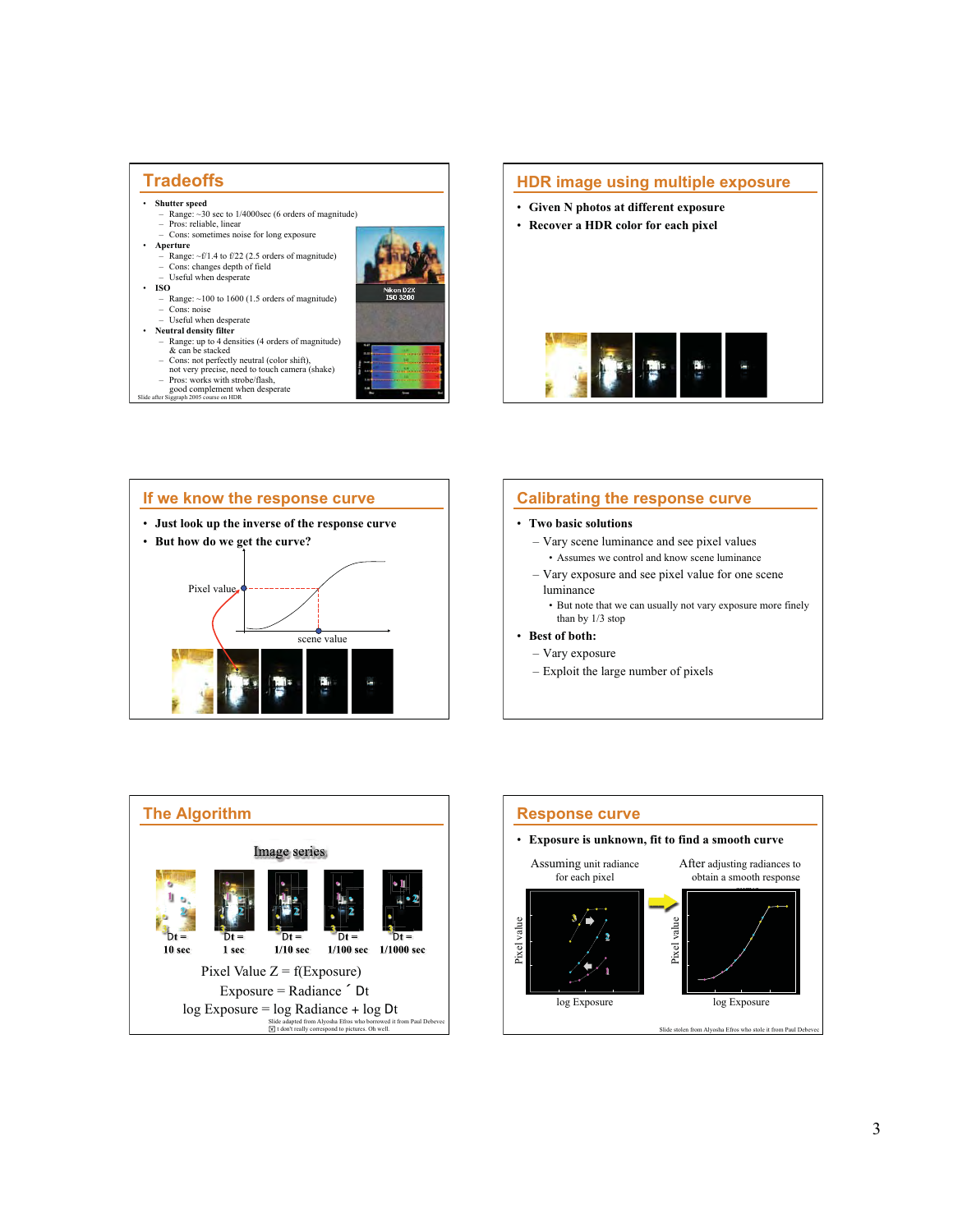## Tradeoffs

- Shutter speed
  - Range: ~30 sec to 1/4000sec (6 orders of magnitude)
  - Pros: reliable, linear
  - Cons: sometimes noise for long exposure
- Aperture
  - Range: ~f/1.4 to f/22 (2.5 orders of magnitude)
  - Cons: changes depth of field
  - Useful when desperate
- ISO
  - Range: ~100 to 1600 (1.5 orders of magnitude)
  - Cons: noise
  - Useful when desperate
- Neutral density filter
  - Range: up to 4 densities (4 orders of magnitude) & can be stacked
  - Cons: not perfectly neutral (color shift), not very precise, need to touch camera (shake)
  - Pros: works with strobe/flash, good complement when desperate

Nikon D2X ISO 3200

Slide after Siggraph 2005 course on HDR

## HDR image using multiple exposure

- Given N photos at different exposure
- Recover a HDR color for each pixel

## If we know the response curve

- Just look up the inverse of the response curve
- But how do we get the curve?

Pixel value

scene value

## Calibrating the response curve

- Two basic solutions
  - Vary scene luminance and see pixel values
    - Assumes we control and know scene luminance
  - Vary exposure and see pixel value for one scene luminance
    - But note that we can usually not vary exposure more finely than by 1/3 stop
- Best of both:
  - Vary exposure
  - Exploit the large number of pixels

## The Algorithm

Image series

$\Delta t =$ 10 sec, $\Delta t =$ 1 sec, $\Delta t =$ 1/10 sec, $\Delta t =$ 1/100 sec, $\Delta t =$ 1/1000 sec

Pixel Value Z = f(Exposure)

Exposure = Radiance $\times$ $\Delta t$

log Exposure = log Radiance + log $\Delta t$

Slide adapted from Alyosha Efros who borrowed it from Paul Debevec
Δ I don't really correspond to pictures. Oh well.

## Response curve

- Exposure is unknown, fit to find a smooth curve

Assuming unit radiance for each pixel

After adjusting radiances to obtain a smooth response curve

Pixel value

log Exposure

Slide stolen from Alyosha Efros who stole it from Paul Debevec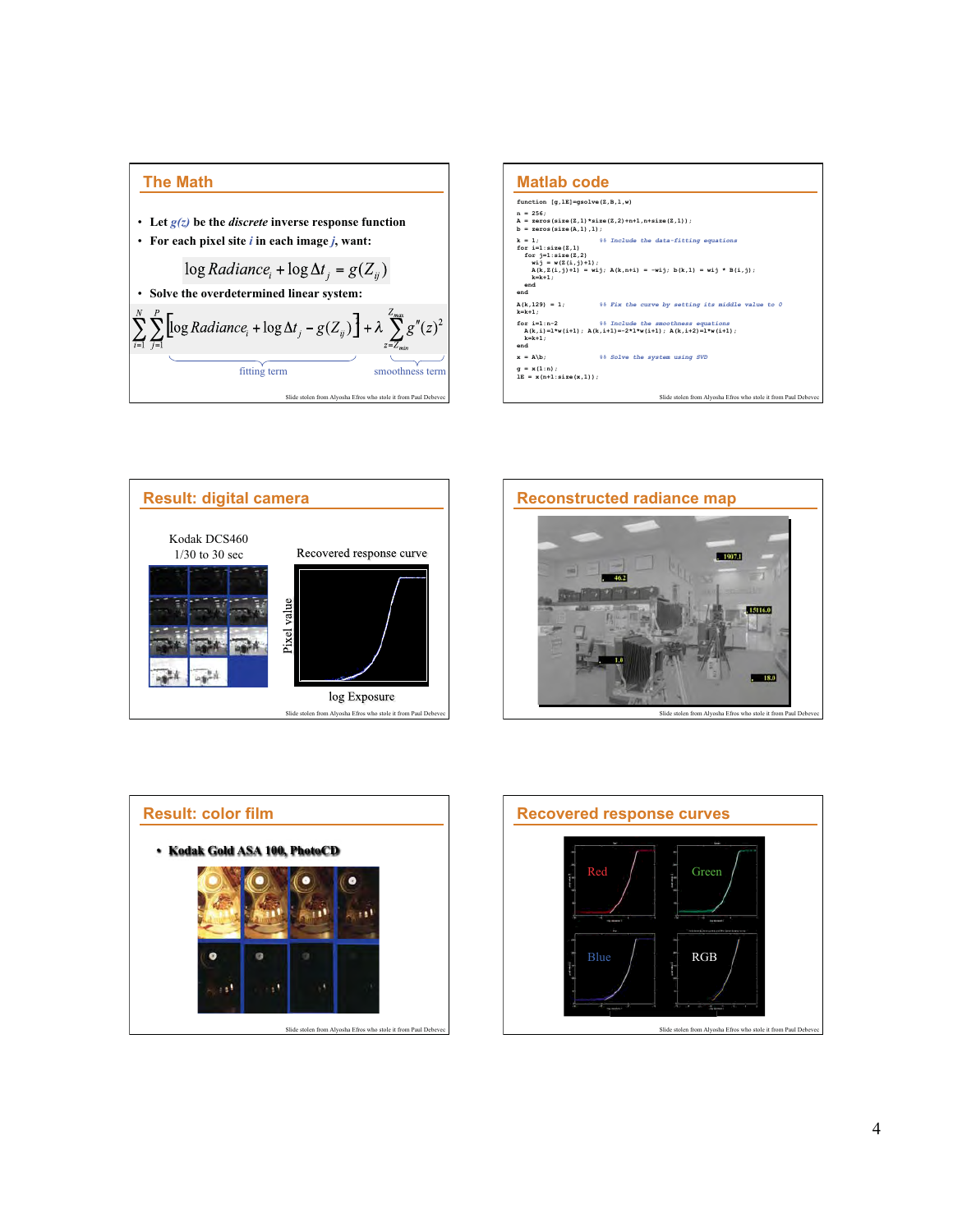## The Math

- Let $g(z)$ be the *discrete* inverse response function
- For each pixel site $i$ in each image $j$, want:

$$\log Radiance_i + \log \Delta t_j = g(Z_{ij})$$

- Solve the overdetermined linear system:

$$\sum_{i=1}^{N} \sum_{j=1}^{P} \left[ \log Radiance_i + \log \Delta t_j - g(Z_{ij}) \right]^2 + \lambda \sum_{z=Z_{min}}^{Z_{max}} g''(z)^2$$

fitting term — smoothness term

Slide stolen from Alyosha Efros who stole it from Paul Debevec

## Matlab code

```
function [g,lE]=gsolve(Z,B,l,w)

n = 256;
A = zeros(size(Z,1)*size(Z,2)+n+1,n+size(Z,1));
b = zeros(size(A,1),1);

k = 1;                    %% Include the data-fitting equations
for i=1:size(Z,1)
  for j=1:size(Z,2)
    wij = w(Z(i,j)+1);
    A(k,Z(i,j)+1) = wij; A(k,n+i) = -wij; b(k,1) = wij * B(i,j);
    k=k+1;
  end
end

A(k,129) = 1;             %% Fix the curve by setting its middle value to 0
k=k+1;

for i=1:n-2               %% Include the smoothness equations
  A(k,i)=l*w(i+1); A(k,i+1)=-2*l*w(i+1); A(k,i+2)=l*w(i+1);
  k=k+1;
end

x = A\b;                  %% Solve the system using SVD

g = x(1:n);
lE = x(n+1:size(x,1));
```

Slide stolen from Alyosha Efros who stole it from Paul Debevec

## Result: digital camera

Kodak DCS460
1/30 to 30 sec

Recovered response curve

Pixel value

log Exposure

Slide stolen from Alyosha Efros who stole it from Paul Debevec

## Reconstructed radiance map

1907.1
46.2
15116.0
1.0
18.0

Slide stolen from Alyosha Efros who stole it from Paul Debevec

## Result: color film

- **Kodak Gold ASA 100, PhotoCD**

Slide stolen from Alyosha Efros who stole it from Paul Debevec

## Recovered response curves

Red
Green
Blue
RGB

Slide stolen from Alyosha Efros who stole it from Paul Debevec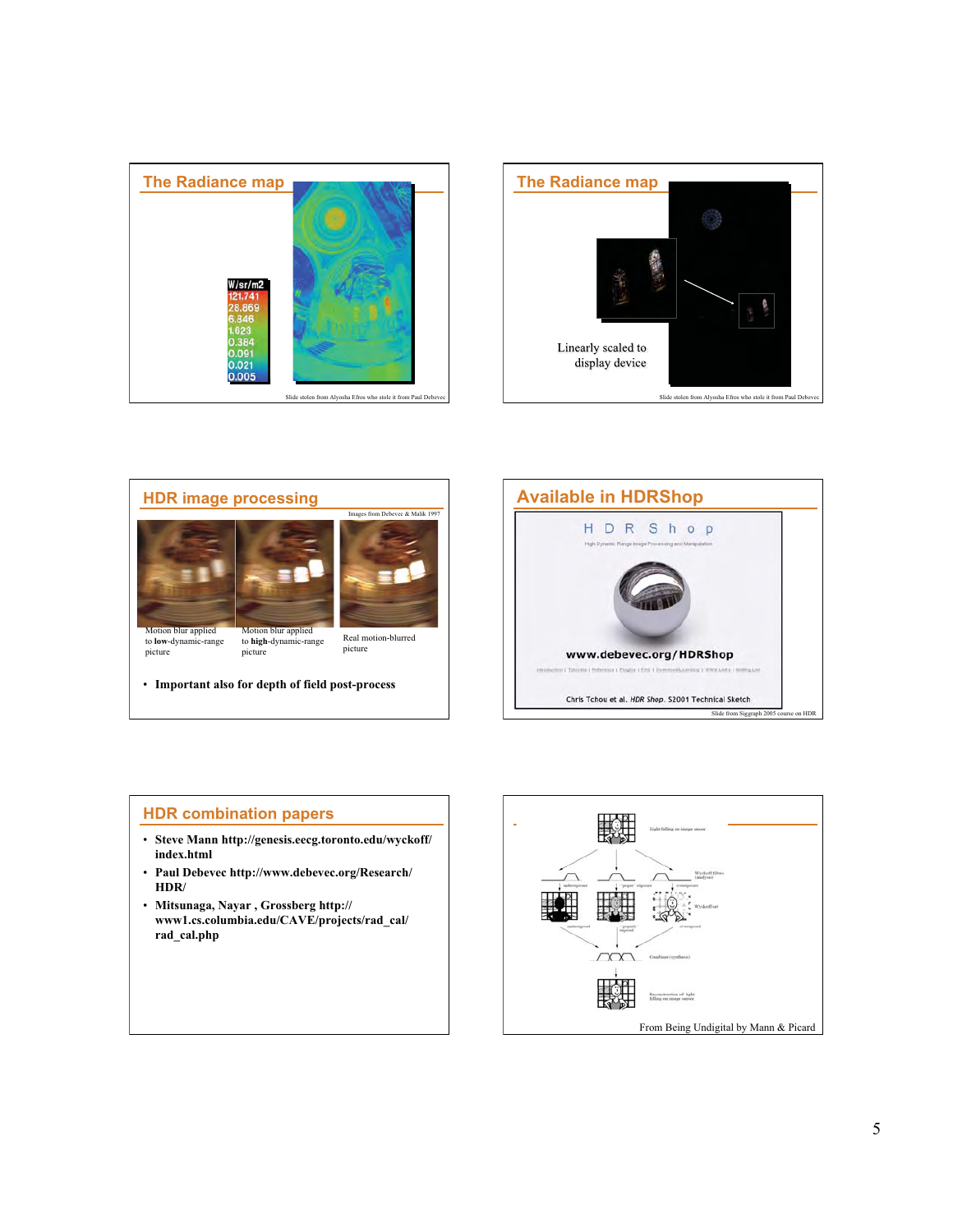## The Radiance map

W/sr/m2
121.741
28.869
6.846
1.623
0.384
0.091
0.021
0.005

Slide stolen from Alyosha Efros who stole it from Paul Debevec

## The Radiance map

Linearly scaled to display device

Slide stolen from Alyosha Efros who stole it from Paul Debevec

## HDR image processing

Images from Debevec & Malik 1997

Motion blur applied to **low**-dynamic-range picture

Motion blur applied to **high**-dynamic-range picture

Real motion-blurred picture

- **Important also for depth of field post-process**

## Available in HDRShop

HDR Shop

High Dynamic Range Image Processing and Manipulation

www.debevec.org/HDRShop

Chris Tchou et al. *HDR Shop*. S2001 Technical Sketch

Slide from Siggraph 2005 course on HDR

## HDR combination papers

- **Steve Mann http://genesis.eecg.toronto.edu/wyckoff/index.html**
- **Paul Debevec http://www.debevec.org/Research/HDR/**
- **Mitsunaga, Nayar , Grossberg http://www1.cs.columbia.edu/CAVE/projects/rad_cal/rad_cal.php**

From Being Undigital by Mann & Picard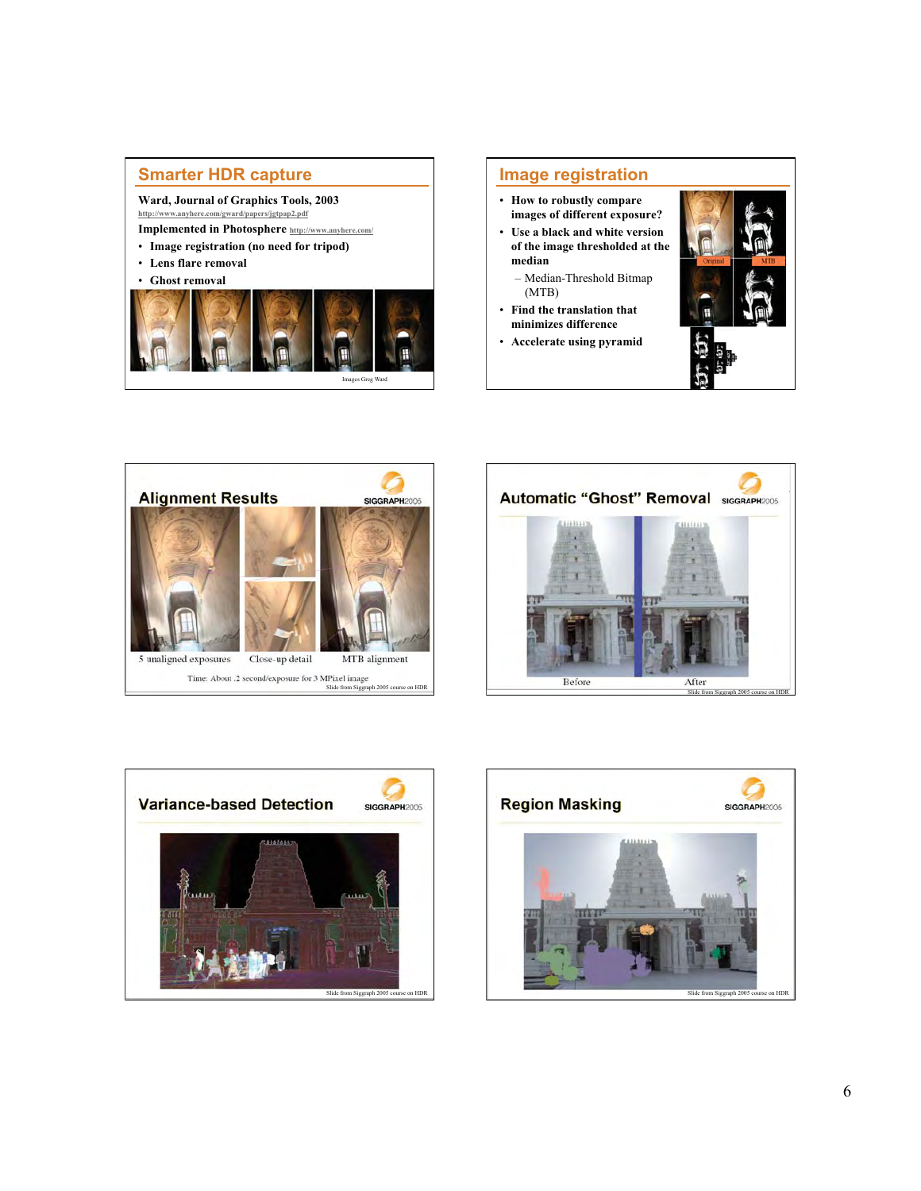## Smarter HDR capture

**Ward, Journal of Graphics Tools, 2003**
http://www.anyhere.com/gward/papers/jgtpap2.pdf

**Implemented in Photosphere** http://www.anyhere.com/

- **Image registration (no need for tripod)**
- **Lens flare removal**
- **Ghost removal**

Images Greg Ward

## Image registration

- **How to robustly compare images of different exposure?**
- **Use a black and white version of the image thresholded at the median**
  - Median-Threshold Bitmap (MTB)
- **Find the translation that minimizes difference**
- **Accelerate using pyramid**

Original MTB

## Alignment Results

SIGGRAPH2005

5 unaligned exposures | Close-up detail | MTB alignment

Time: About .2 second/exposure for 3 MPixel image

Slide from Siggraph 2005 course on HDR

## Automatic "Ghost" Removal

SIGGRAPH2005

Before | After

Slide from Siggraph 2005 course on HDR

## Variance-based Detection

SIGGRAPH2005

Slide from Siggraph 2005 course on HDR

## Region Masking

SIGGRAPH2005

Slide from Siggraph 2005 course on HDR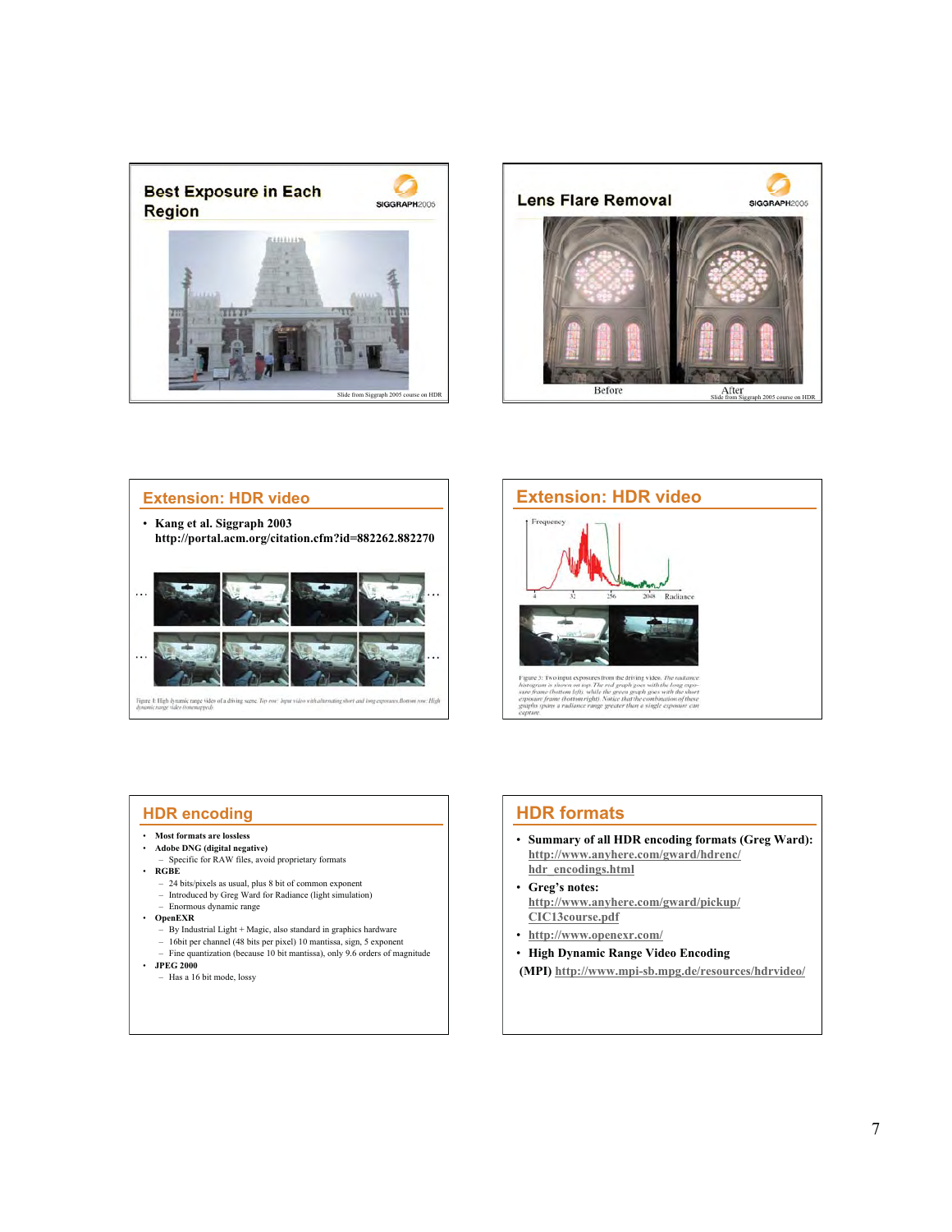## Best Exposure in Each Region

Slide from Siggraph 2005 course on HDR

## Lens Flare Removal

Before

After

Slide from Siggraph 2005 course on HDR

## Extension: HDR video

- Kang et al. Siggraph 2003 http://portal.acm.org/citation.cfm?id=882262.882270

Figure 1: High dynamic range video of a driving scene. Top row: Input video with alternating short and long exposures. Bottom row: High dynamic range video (tonemapped).

## Extension: HDR video

Figure 3: Two input exposures from the driving video. The radiance histogram is shown on top. The red graph goes with the long exposure frame (bottom left), while the green graph goes with the short exposure frame (bottom right). Notice that the combination of these graphs spans a radiance range greater than a single exposure can capture.

## HDR encoding

- Most formats are lossless
- Adobe DNG (digital negative)
  - Specific for RAW files, avoid proprietary formats
- RGBE
  - 24 bits/pixels as usual, plus 8 bit of common exponent
  - Introduced by Greg Ward for Radiance (light simulation)
  - Enormous dynamic range
- OpenEXR
  - By Industrial Light + Magic, also standard in graphics hardware
  - 16bit per channel (48 bits per pixel) 10 mantissa, sign, 5 exponent
  - Fine quantization (because 10 bit mantissa), only 9.6 orders of magnitude
- JPEG 2000
  - Has a 16 bit mode, lossy

## HDR formats

- Summary of all HDR encoding formats (Greg Ward): http://www.anyhere.com/gward/hdrenc/hdr_encodings.html
- Greg's notes: http://www.anyhere.com/gward/pickup/CIC13course.pdf
- http://www.openexr.com/
- High Dynamic Range Video Encoding (MPI) http://www.mpi-sb.mpg.de/resources/hdrvideo/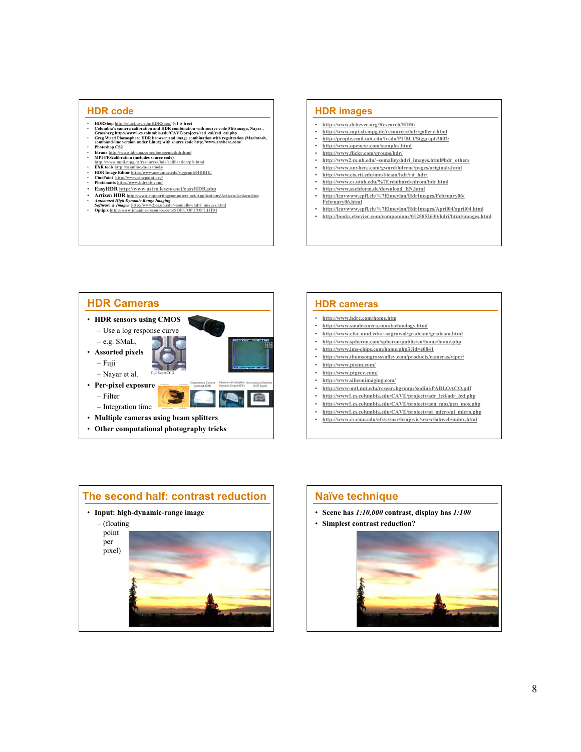## HDR code

- **HDRShop** http://gl.ict.usc.edu/HDRShop/ (v1 is free)
- **Columbia's camera calibration and HDR combination with source code Mitsunaga, Nayar , Grossberg** http://www1.cs.columbia.edu/CAVE/projects/rad_cal/rad_cal.php
- **Greg Ward Phosesphere HDR browser and image combination with regsitration (Macintosh, command-line version under Linux) with source code** http://www.anyhere.com/
- **Photoshop CS2**
- **Idruna** http://www.idruna.com/photogenicshdr.html
- **MPI PFScalibration (includes source code)** http://www.mpii.mpg.de/resources/hdr/calibration/pfs.html
- **EXR tools** http://scanline.ca/exrtools/
- **HDR Image Editor** http://www.acm.uiuc.edu/siggraph/HDRIE/
- **CinePaint** http://www.cinepaint.org/
- **Photomatix** http://www.hdrsoft.com/
- **EasyHDR** http://www.astro.leszno.net/easyHDR.php
- **Artizen HDR** http://www.supportingcomputers.net/Applications/Artizen/Artizen.htm
- ***Automated High Dynamic Range Imaging Software & Images*** http://www2.cs.uh.edu/~somalley/hdri_images.html
- **Optipix** http://www.imaging-resource.com/SOFT/OPT/OPT.HTM

## HDR images

- http://www.debevec.org/Research/HDR/
- http://www.mpi-sb.mpg.de/resources/hdr/gallery.html
- http://people.csail.mit.edu/fredo/PUBLI/Siggraph2002/
- http://www.openexr.com/samples.html
- http://www.flickr.com/groups/hdr/
- http://www2.cs.uh.edu/~somalley/hdri_images.html#hdr_others
- http://www.anyhere.com/gward/hdrenc/pages/originals.html
- http://www.cis.rit.edu/mcsl/icam/hdr/rit_hdr/
- http://www.cs.utah.edu/%7Ereinhard/cdrom/hdr.html
- http://www.sachform.de/download_EN.html
- http://lcavwww.epfl.ch/%7Elmeylan/HdrImages/February06/February06.html
- http://lcavwww.epfl.ch/%7Elmeylan/HdrImages/April04/april04.html
- http://books.elsevier.com/companions/0125852630/hdri/html/images.html

## HDR Cameras

- **HDR sensors using CMOS**
  - Use a log response curve
  - e.g. SMaL,
- **Assorted pixels**
  - Fuji
  - Nayar et al.
- **Per-pixel exposure**
  - Filter
  - Integration time
- **Multiple cameras using beam splitters**
- **Other computational photography tricks**

Fuji SuperCCD

## HDR cameras

- http://www.hdrc.com/home.htm
- http://www.smalcamera.com/technology.html
- http://www.cfar.umd.edu/~aagrawal/gradcam/gradcam.html
- http://www.spheron.com/spheron/public/en/home/home.php
- http://www.ims-chips.com/home.php3?id=e0841
- http://www.thomsongrassvalley.com/products/cameras/viper/
- http://www.pixim.com/
- http://www.ptgrey.com/
- http://www.siliconimaging.com/
- http://www-mtl.mit.edu/researchgroups/sodini/PABLOACO.pdf
- http://www1.cs.columbia.edu/CAVE/projects/adr_lcd/adr_lcd.php
- http://www1.cs.columbia.edu/CAVE/projects/gen_mos/gen_mos.php
- http://www1.cs.columbia.edu/CAVE/projects/pi_micro/pi_micro.php
- http://www.cs.cmu.edu/afs/cs/usr/brajovic/www/labweb/index.html

## The second half: contrast reduction

- **Input: high-dynamic-range image**
  - (floating point per pixel)

## Naïve technique

- **Scene has *1:10,000* contrast, display has *1:100***
- **Simplest contrast reduction?**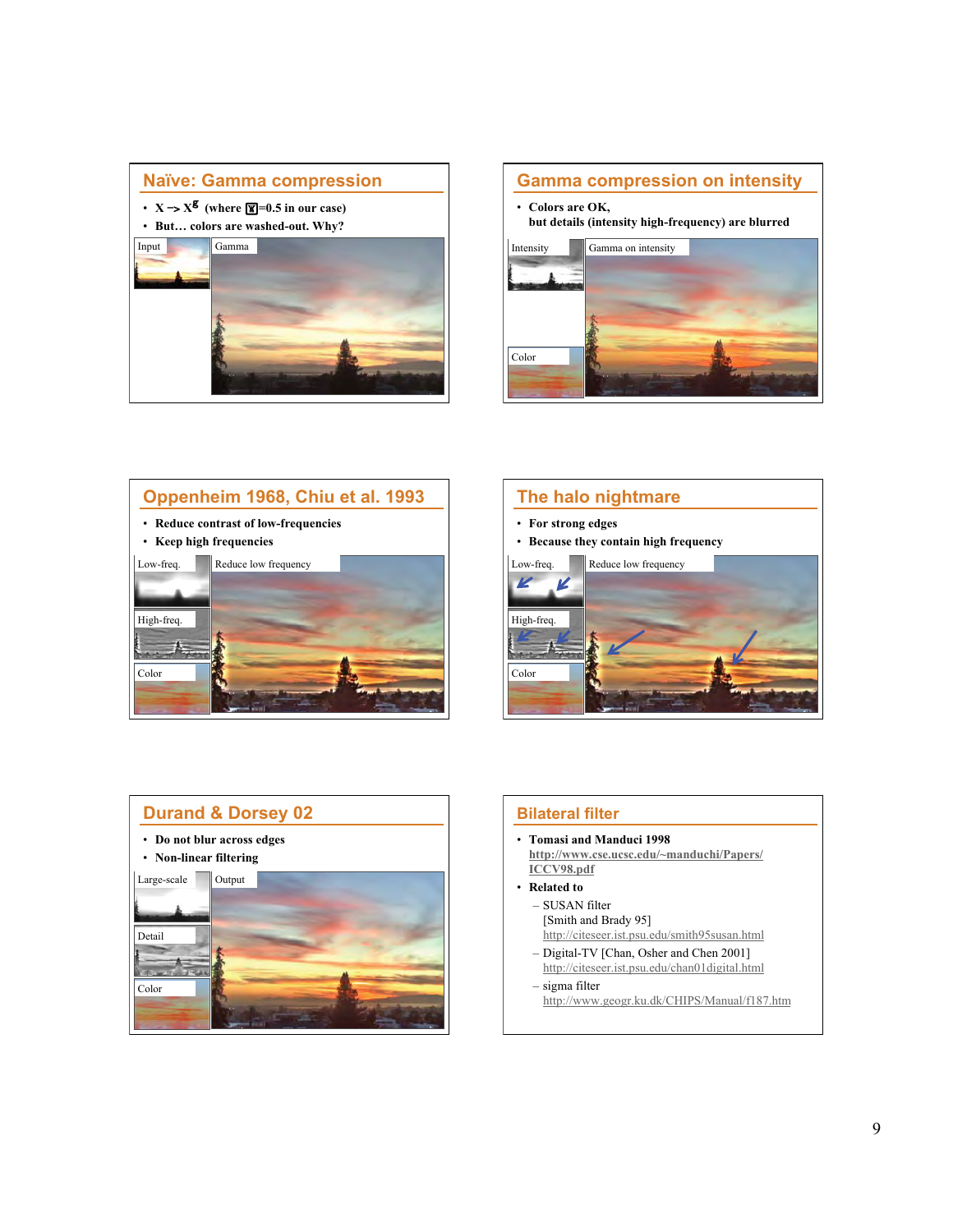## Naïve: Gamma compression

- X –> $X^{\gamma}$ (where $\gamma$=0.5 in our case)
- But… colors are washed-out. Why?

Input

Gamma

## Gamma compression on intensity

- Colors are OK, but details (intensity high-frequency) are blurred

Intensity

Gamma on intensity

Color

## Oppenheim 1968, Chiu et al. 1993

- Reduce contrast of low-frequencies
- Keep high frequencies

Low-freq.

Reduce low frequency

High-freq.

Color

## The halo nightmare

- For strong edges
- Because they contain high frequency

Low-freq.

Reduce low frequency

High-freq.

Color

## Durand & Dorsey 02

- Do not blur across edges
- Non-linear filtering

Large-scale

Output

Detail

Color

## Bilateral filter

- Tomasi and Manduci 1998
  http://www.cse.ucsc.edu/~manduchi/Papers/ICCV98.pdf
- Related to
  - SUSAN filter
    [Smith and Brady 95]
    http://citeseer.ist.psu.edu/smith95susan.html
  - Digital-TV [Chan, Osher and Chen 2001]
    http://citeseer.ist.psu.edu/chan01digital.html
  - sigma filter
    http://www.geogr.ku.dk/CHIPS/Manual/f187.htm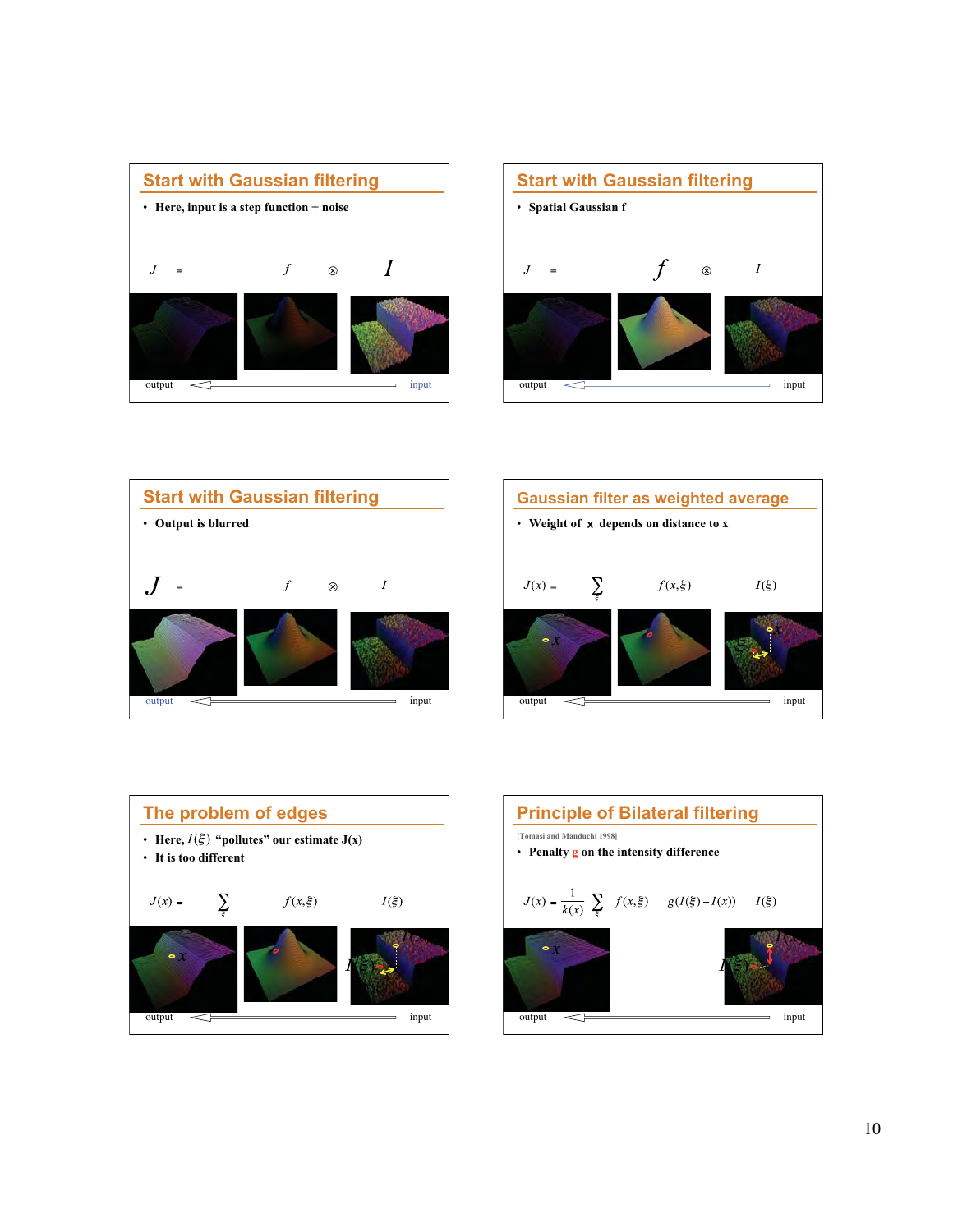## Start with Gaussian filtering

- Here, input is a step function + noise

$$J = f \otimes I$$

output ← input

## Start with Gaussian filtering

- Spatial Gaussian f

$$J = f \otimes I$$

output ← input

## Start with Gaussian filtering

- Output is blurred

$$J = f \otimes I$$

output ← input

## Gaussian filter as weighted average

- Weight of $\xi$ depends on distance to x

$$J(x) = \sum_{\xi} f(x,\xi) \quad I(\xi)$$

output ← input

## The problem of edges

- Here, $I(\xi)$ "pollutes" our estimate J(x)
- It is too different

$$J(x) = \sum_{\xi} f(x,\xi) \quad I(\xi)$$

output ← input

## Principle of Bilateral filtering

[Tomasi and Manduchi 1998]

- Penalty g on the intensity difference

$$J(x) = \frac{1}{k(x)} \sum_{\xi} f(x,\xi) \quad g(I(\xi) - I(x)) \quad I(\xi)$$

output ← input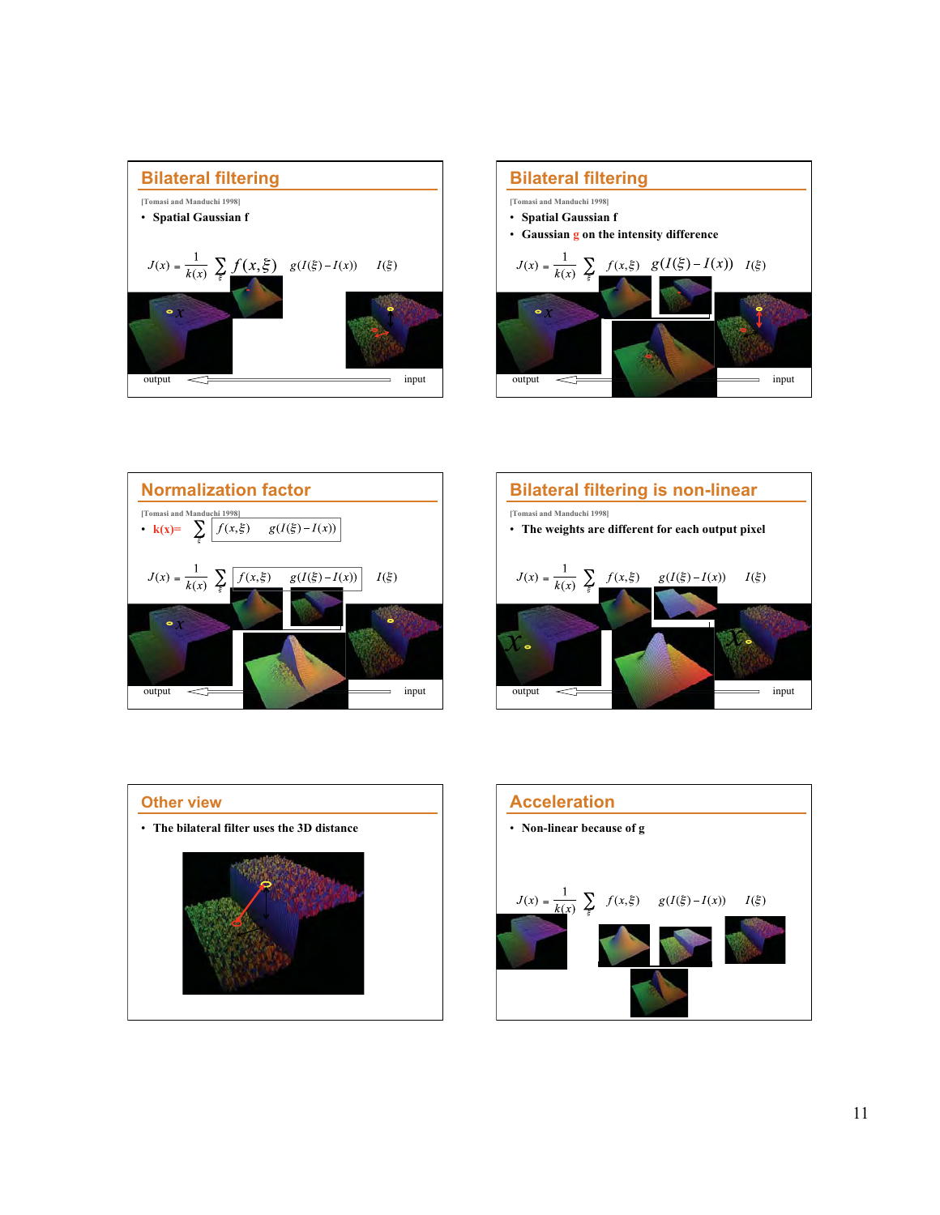## Bilateral filtering

[Tomasi and Manduchi 1998]

- Spatial Gaussian f

$$J(x) = \frac{1}{k(x)} \sum_{\xi} f(x,\xi) \quad g(I(\xi) - I(x)) \quad I(\xi)$$

output — input

## Bilateral filtering

[Tomasi and Manduchi 1998]

- Spatial Gaussian f
- Gaussian g on the intensity difference

$$J(x) = \frac{1}{k(x)} \sum_{\xi} f(x,\xi) \quad g(I(\xi) - I(x)) \quad I(\xi)$$

output — input

## Normalization factor

[Tomasi and Manduchi 1998]

- $k(x) = \sum_{\xi} f(x,\xi) \quad g(I(\xi) - I(x))$

$$J(x) = \frac{1}{k(x)} \sum_{\xi} f(x,\xi) \quad g(I(\xi) - I(x)) \quad I(\xi)$$

output — input

## Bilateral filtering is non-linear

[Tomasi and Manduchi 1998]

- The weights are different for each output pixel

$$J(x) = \frac{1}{k(x)} \sum_{\xi} f(x,\xi) \quad g(I(\xi) - I(x)) \quad I(\xi)$$

output — input

## Other view

- The bilateral filter uses the 3D distance

## Acceleration

- Non-linear because of g

$$J(x) = \frac{1}{k(x)} \sum_{\xi} f(x,\xi) \quad g(I(\xi) - I(x)) \quad I(\xi)$$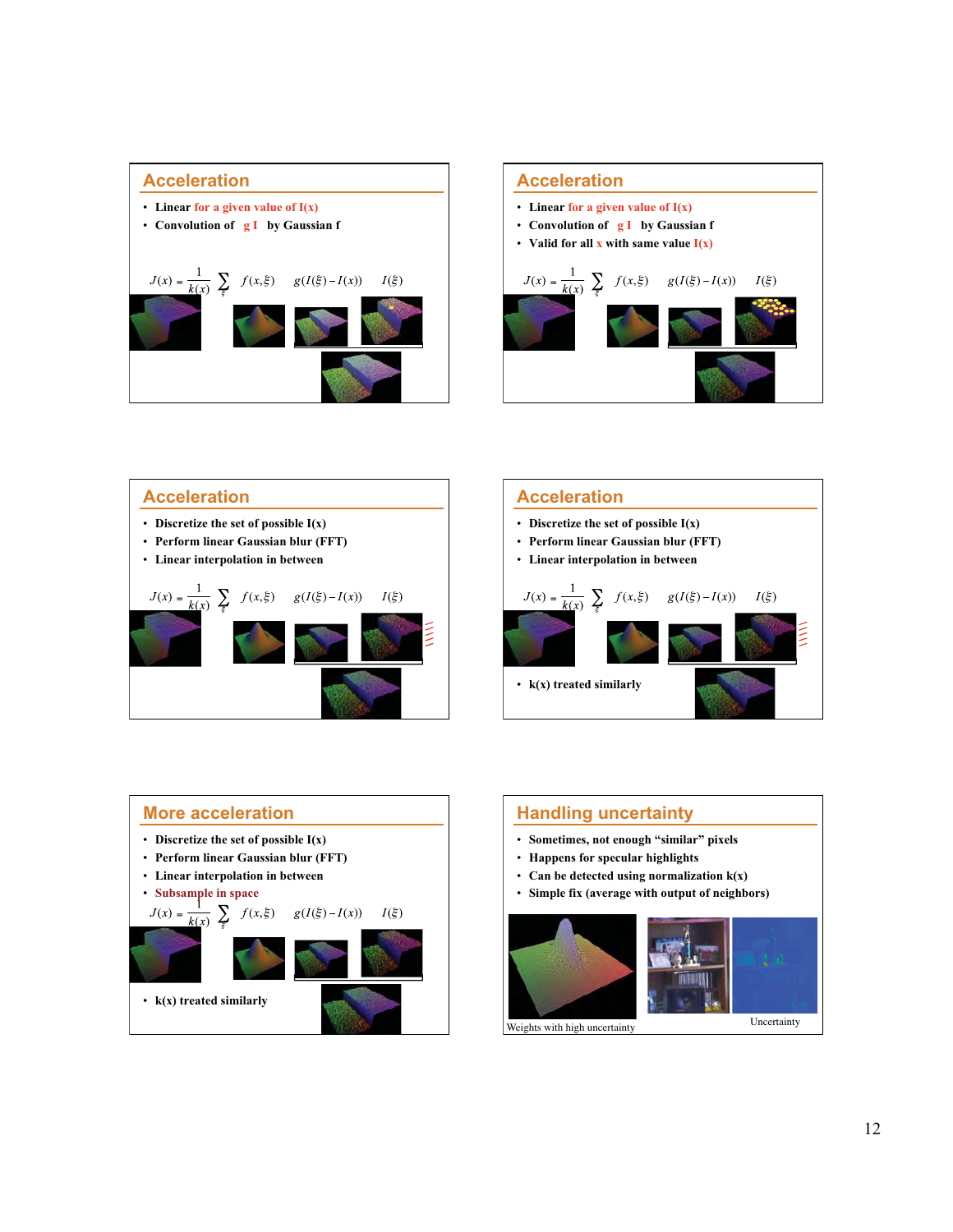## Acceleration

- Linear for a given value of I(x)
- Convolution of g I by Gaussian f

$$J(x) = \frac{1}{k(x)} \sum_{\xi} f(x,\xi) \quad g(I(\xi) - I(x)) \quad I(\xi)$$

## Acceleration

- Linear for a given value of I(x)
- Convolution of g I by Gaussian f
- Valid for all x with same value I(x)

$$J(x) = \frac{1}{k(x)} \sum_{\xi} f(x,\xi) \quad g(I(\xi) - I(x)) \quad I(\xi)$$

## Acceleration

- Discretize the set of possible I(x)
- Perform linear Gaussian blur (FFT)
- Linear interpolation in between

$$J(x) = \frac{1}{k(x)} \sum_{\xi} f(x,\xi) \quad g(I(\xi) - I(x)) \quad I(\xi)$$

## Acceleration

- Discretize the set of possible I(x)
- Perform linear Gaussian blur (FFT)
- Linear interpolation in between

$$J(x) = \frac{1}{k(x)} \sum_{\xi} f(x,\xi) \quad g(I(\xi) - I(x)) \quad I(\xi)$$

- k(x) treated similarly

## More acceleration

- Discretize the set of possible I(x)
- Perform linear Gaussian blur (FFT)
- Linear interpolation in between
- Subsample in space

$$J(x) = \frac{1}{k(x)} \sum_{\xi} f(x,\xi) \quad g(I(\xi) - I(x)) \quad I(\xi)$$

- k(x) treated similarly

## Handling uncertainty

- Sometimes, not enough "similar" pixels
- Happens for specular highlights
- Can be detected using normalization k(x)
- Simple fix (average with output of neighbors)

Weights with high uncertainty

Uncertainty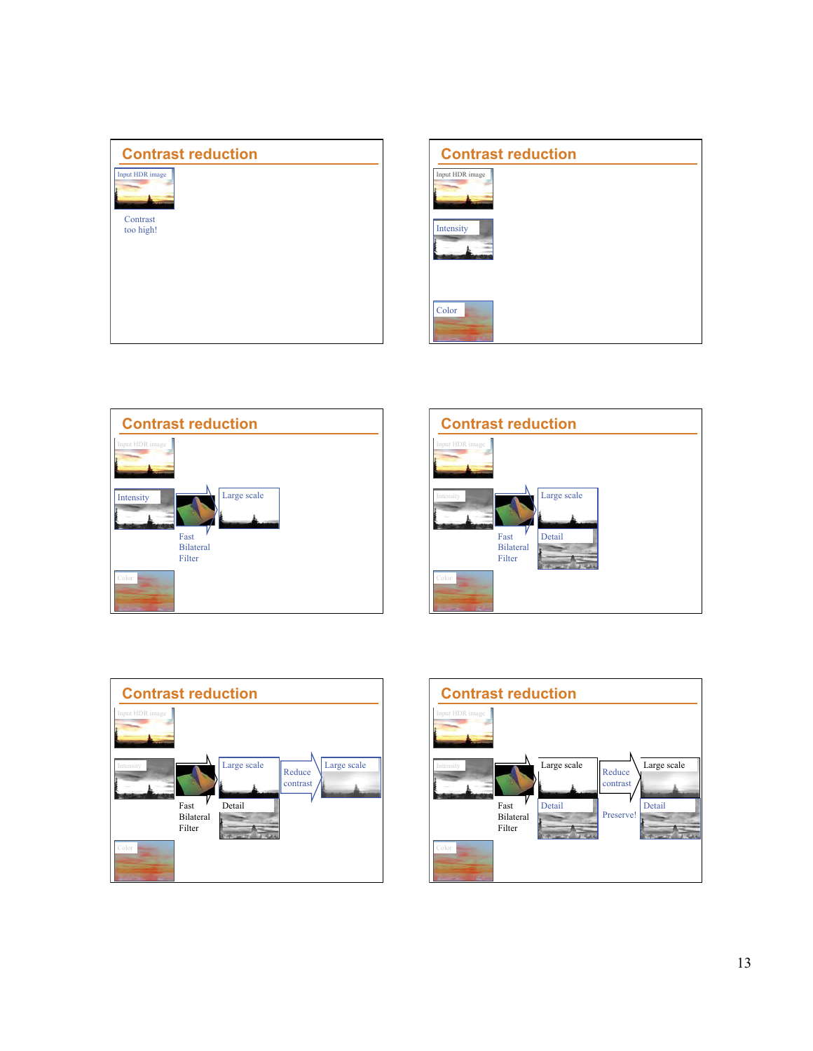## Contrast reduction

Input HDR image

Contrast too high!

## Contrast reduction

Input HDR image

Intensity

Color

## Contrast reduction

Input HDR image

Intensity

Fast Bilateral Filter

Large scale

Color

## Contrast reduction

Input HDR image

Intensity

Fast Bilateral Filter

Large scale

Detail

Color

## Contrast reduction

Input HDR image

Intensity

Fast Bilateral Filter

Large scale

Detail

Reduce contrast

Large scale

Color

## Contrast reduction

Input HDR image

Intensity

Fast Bilateral Filter

Large scale

Detail

Reduce contrast

Preserve!

Large scale

Detail

Color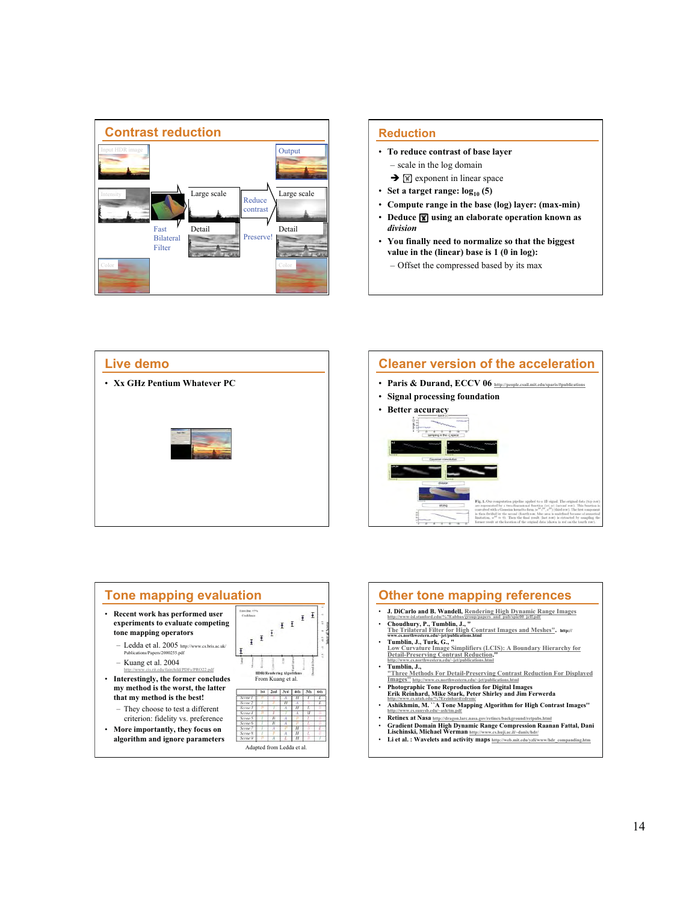## Contrast reduction

Input HDR image

Output

Intensity

Large scale

Reduce contrast

Large scale

Fast Bilateral Filter

Detail

Preserve!

Detail

Color

Color

## Reduction

- **To reduce contrast of base layer**
  - scale in the log domain
  - ➔ γ exponent in linear space
- **Set a target range: $\log_{10}$ (5)**
- **Compute range in the base (log) layer: (max-min)**
- **Deduce γ using an elaborate operation known as *division***
- **You finally need to normalize so that the biggest value in the (linear) base is 1 (0 in log):**
  - Offset the compressed based by its max

## Live demo

- **Xx GHz Pentium Whatever PC**

## Cleaner version of the acceleration

- **Paris & Durand, ECCV 06** http://people.csail.mit.edu/sparis/#publications
- **Signal processing foundation**
- **Better accuracy**

## Tone mapping evaluation

- **Recent work has performed user experiments to evaluate competing tone mapping operators**
  - Ledda et al. 2005 http://www.cs.bris.ac.uk/Publications/Papers/2000255.pdf
  - Kuang et al. 2004 http://www.cis.rit.edu/fairchild/PDFs/PRO22.pdf
- **Interestingly, the former concludes my method is the worst, the latter that my method is the best!**
  - They choose to test a different criterion: fidelity vs. preference
- **More importantly, they focus on algorithm and ignore parameters**

From Kuang et al.

Adapted from Ledda et al.

## Other tone mapping references

- **J. DiCarlo and B. Wandell,** Rendering High Dynamic Range Images http://www-isl.stanford.edu/%7Eabbas/group/papers_and_pub/spie00_jeff.pdf
- **Choudhury, P., Tumblin, J., "** The Trilateral Filter for High Contrast Images and Meshes". http://www.cs.northwestern.edu/~jet/publications.html
- **Tumblin, J., Turk, G., "** Low Curvature Image Simplifiers (LCIS): A Boundary Hierarchy for Detail-Preserving Contrast Reduction." http://www.cs.northwestern.edu/~jet/publications.html
- **Tumblin, J.,** "Three Methods For Detail-Preserving Contrast Reduction For Displayed Images" http://www.cs.northwestern.edu/~jet/publications.html
- **Photographic Tone Reproduction for Digital Images Erik Reinhard, Mike Stark, Peter Shirley and Jim Ferwerda** http://www.cs.utah.edu/%7Ereinhard/cdrom/
- **Ashikhmin, M. "A Tone Mapping Algorithm for High Contrast Images"** http://www.cs.sunysb.edu/~ash/tm.pdf
- **Retinex at Nasa** http://dragon.larc.nasa.gov/retinex/background/retpubs.html
- **Gradient Domain High Dynamic Range Compression Raanan Fattal, Dani Lischinski, Michael Werman** http://www.cs.huji.ac.il/~danix/hdr/
- **Li et al. : Wavelets and activity maps** http://web.mit.edu/yzli/www/hdr_companding.htm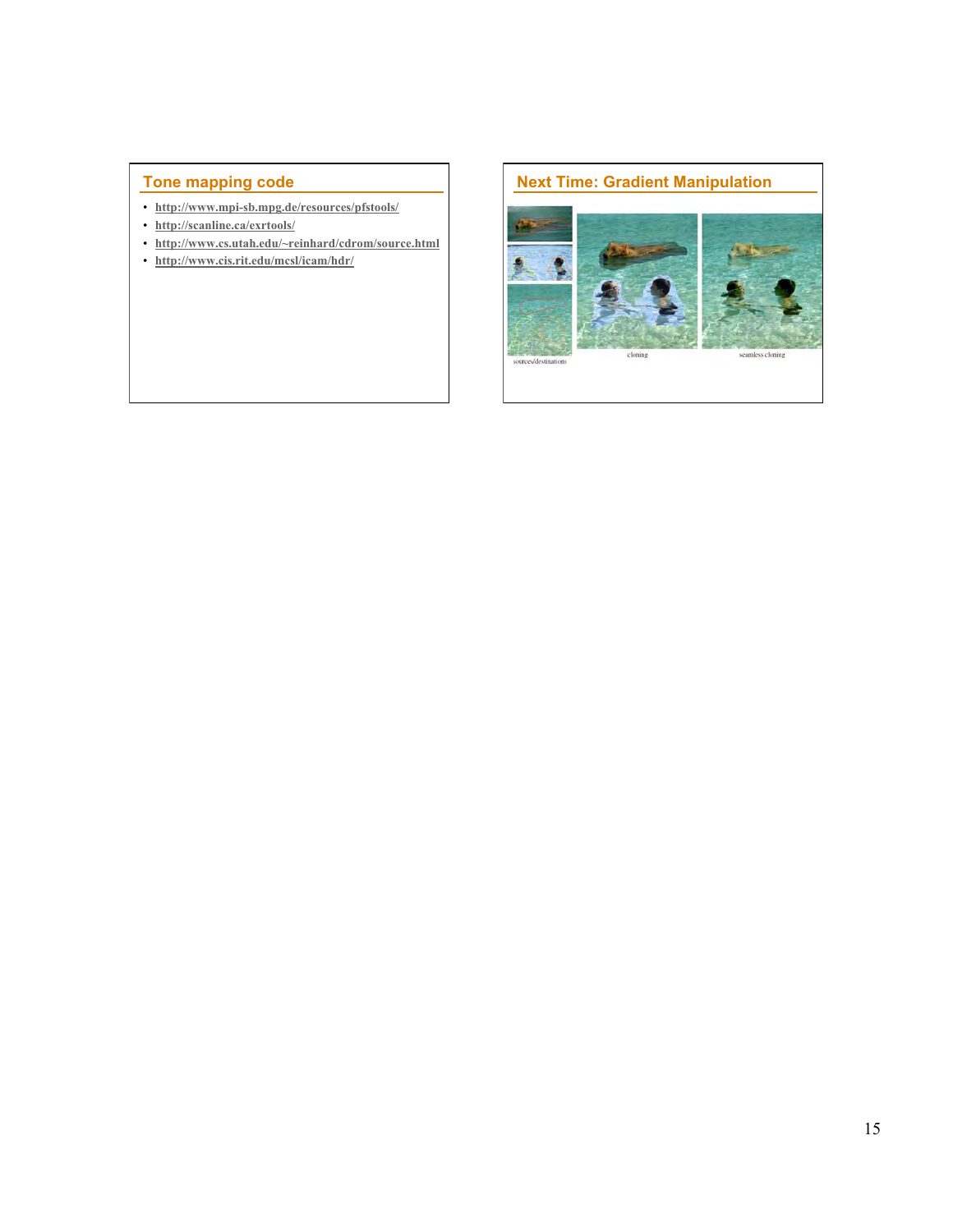## Tone mapping code

- http://www.mpi-sb.mpg.de/resources/pfstools/
- http://scanline.ca/exrtools/
- http://www.cs.utah.edu/~reinhard/cdrom/source.html
- http://www.cis.rit.edu/mcsl/icam/hdr/

## Next Time: Gradient Manipulation

sources/destinations

cloning

seamless cloning